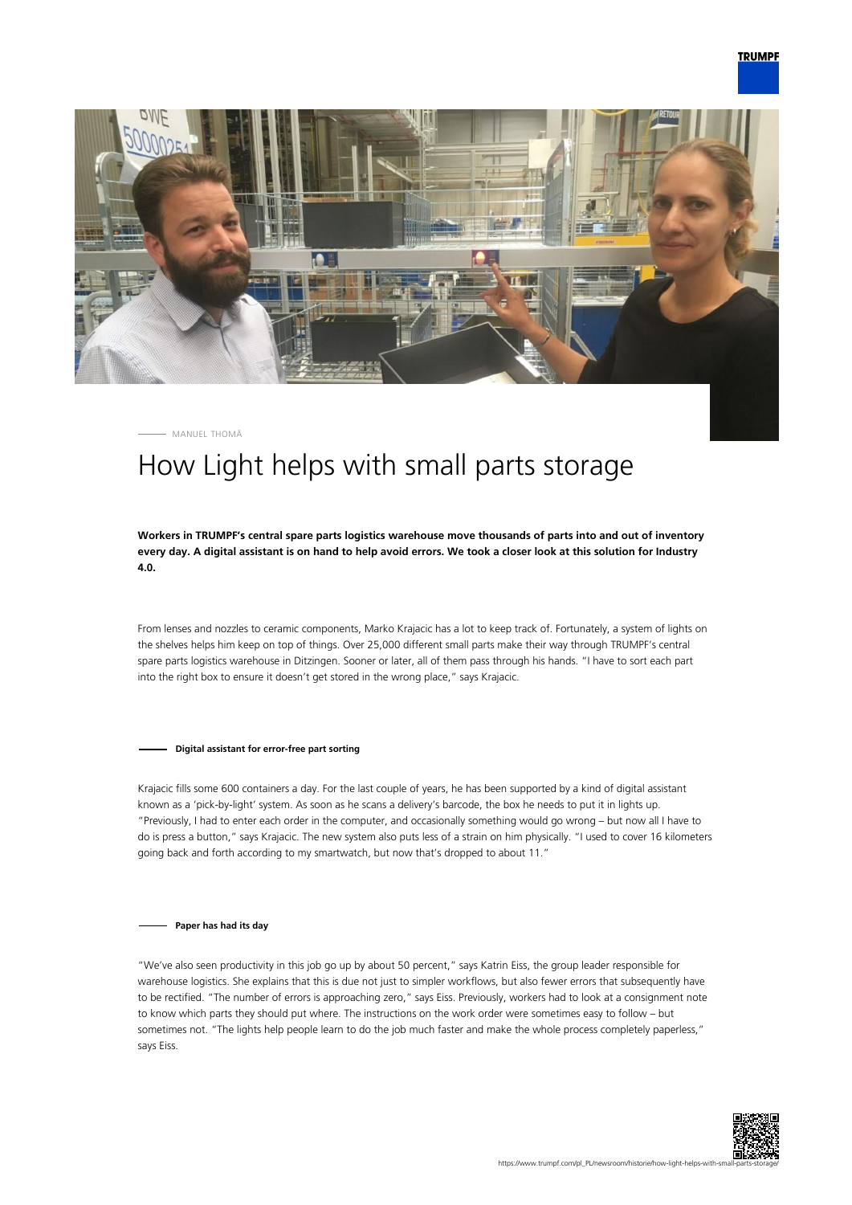MANUEL THOMÄ

# How Light helps with small parts storage

**Workers in TRUMPF's central spare parts logistics warehouse move thousands of parts into and out of inventory every day. A digital assistant is on hand to help avoid errors. We took a closer look at this solution for Industry 4.0.**

From lenses and nozzles to ceramic components, Marko Krajacic has a lot to keep track of. Fortunately, a system of lights on the shelves helps him keep on top of things. Over 25,000 different small parts make their way through TRUMPF's central spare parts logistics warehouse in Ditzingen. Sooner or later, all of them pass through his hands. "I have to sort each part into the right box to ensure it doesn't get stored in the wrong place," says Krajacic.

#### Digital assistant for error-free part sorting

Krajacic fills some 600 containers a day. For the last couple of years, he has been supported by a kind of digital assistant known as a 'pick-by-light' system. As soon as he scans a delivery's barcode, the box he needs to put it in lights up. "Previously, I had to enter each order in the computer, and occasionally something would go wrong – but now all I have to do is press a button," says Krajacic. The new system also puts less of a strain on him physically. "I used to cover 16 kilometers going back and forth according to my smartwatch, but now that's dropped to about 11."

#### Paper has had its day

"We've also seen productivity in this job go up by about 50 percent," says Katrin Eiss, the group leader responsible for warehouse logistics. She explains that this is due not just to simpler workflows, but also fewer errors that subsequently have to be rectified. "The number of errors is approaching zero," says Eiss. Previously, workers had to look at a consignment note to know which parts they should put where. The instructions on the work order were sometimes easy to follow – but sometimes not. "The lights help people learn to do the job much faster and make the whole process completely paperless," says Eiss.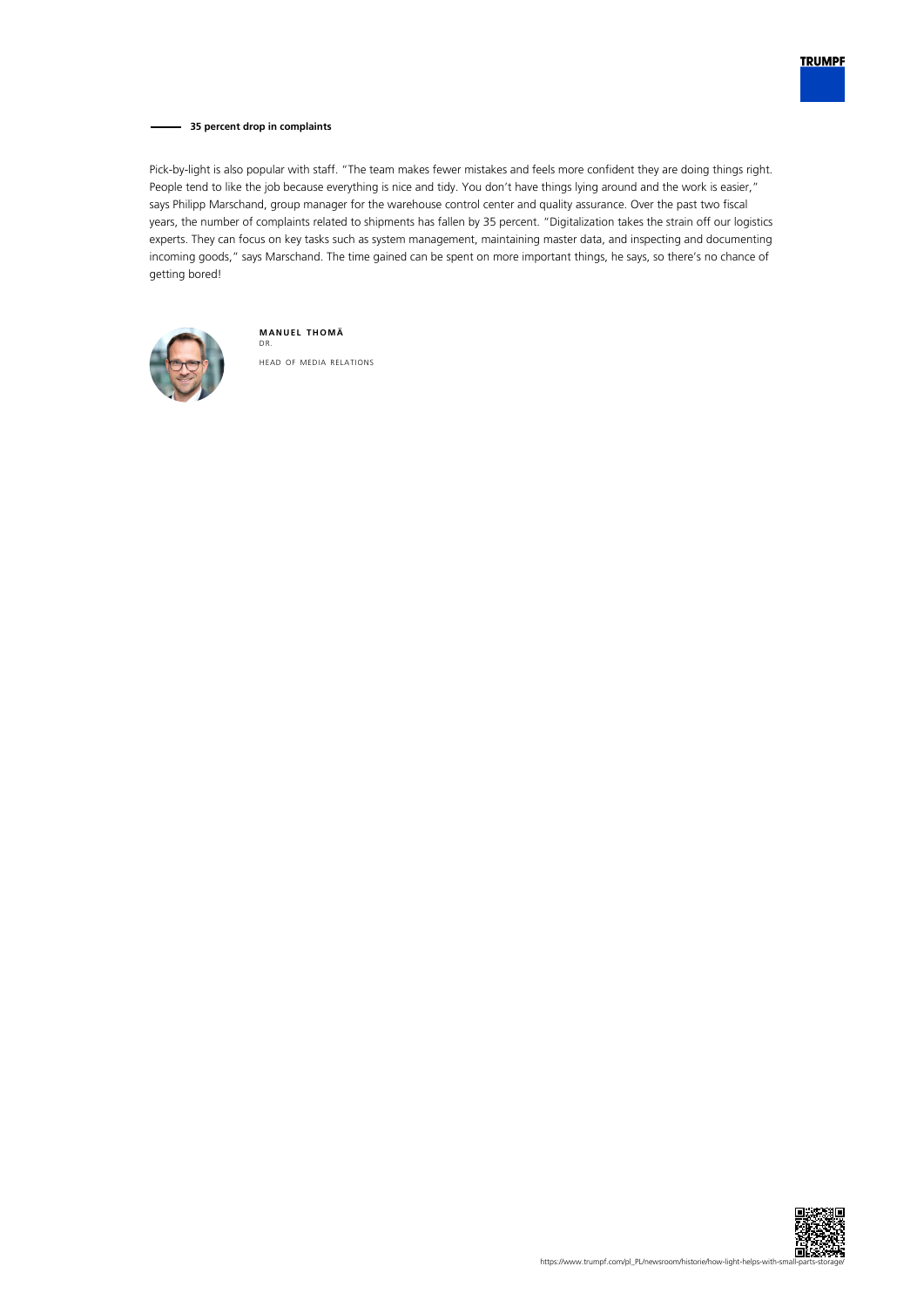## 35 percent drop in complaints

Pick-by-light is also popular with staff. "The team makes fewer mistakes and feels more confident they are doing things right. People tend to like the job because everything is nice and tidy. You don't have things lying around and the work is easier," says Philipp Marschand, group manager for the warehouse control center and quality assurance. Over the past two fiscal years, the number of complaints related to shipments has fallen by 35 percent. "Digitalization takes the strain off our logistics experts. They can focus on key tasks such as system management, maintaining master data, and inspecting and documenting incoming goods," says Marschand. The time gained can be spent on more important things, he says, so there's no chance of getting bored!

**MANUEL THOMÄ**
DR.
HEAD OF MEDIA RELATIONS

https://www.trumpf.com/pl_PL/newsroom/historie/how-light-helps-with-small-parts-storage/